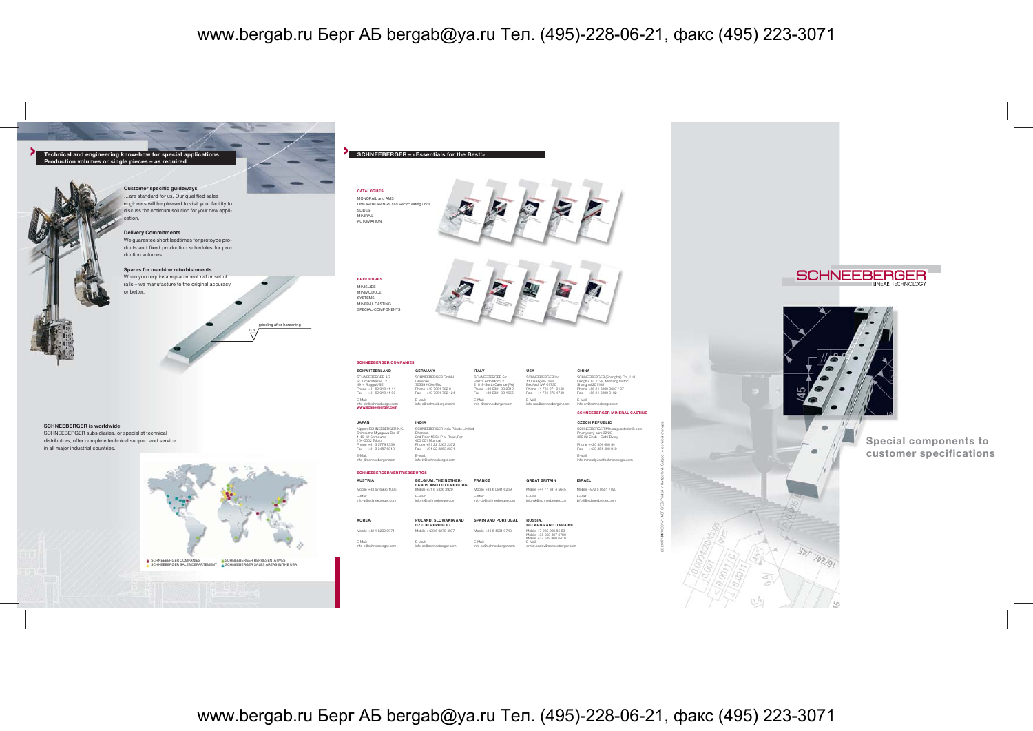## Technical and engineering know-how for special applications. Production volumes or single pieces – as required

**Customer specific guideways**
...are standard for us. Our qualified sales engineers will be pleased to visit your facility to discuss the optimum solution for your new application.

**Delivery Commitments**
We guarantee short leadtimes for protoype products and fixed production schedules for production volumes.

**Spares for machine refurbishments**
When you require a replacement rail or set of rails – we manufacture to the original accuracy or better.

grinding after hardening

0.3

**SCHNEEBERGER is worldwide**
SCHNEEBERGER subsidiaries, or specialist technical distributors, offer complete technical support and service in all major industrial countries.

SCHNEEBERGER COMPANIES
SCHNEEBERGER SALES DEPARTEMENT
SCHNEEBERGER REPRESENTATIVES
SCHNEEBERGER SALES AREAS IN THE USA

## SCHNEEBERGER – «Essentials for the Best!»

**CATALOGUES**
MONORAIL and AMS
LINEAR BEARINGS and Recirculating units
SLIDES
MINIRAIL
AUTOMATION

**BROCHURES**
MINISLIDE
MINIMODULE
SYSTEMS
MINERAL CASTING
SPECIAL-COMPONENTS

### SCHNEEBERGER COMPANIES

**SCHWITZERLAND**
SCHNEEBERGER AG
St. Urbanstrasse 12
4914 Roggwil/BE
Phone +41 62 918 41 11
Fax +41 62 918 41 00
E-Mail:
info-ch@schneeberger.com
**www.schneeberger.com**

**GERMANY**
SCHNEEBERGER GmbH
Gräfenau
75339 Höfen/Enz
Phone +49 7081 782 0
Fax +49 7081 782 124
E-Mail:
info-d@schneeberger.com

**ITALY**
SCHNEEBERGER S.r.l.
Piazza Aldo Moro, 2
21018-Sesto Calende (VA)
Phone +39 0331 93 2010
Fax +39 0331 93 1655
E-Mail:
info-i@schneeberger.com

**USA**
SCHNEEBERGER Inc.
11 DeAngelo Drive
Bedford, MA 01730
Phone +1 781 271 0140
Fax +1 781 275 4749
E-Mail:
info-usa@schneeberger.com

**CHINA**
SCHNEEBERGER (Shanghai) Co., Ltd.
Denghui Lu 1126, Minhang District
Shanghai 201108
Phone +86 21 6209 0027 / 27
Fax +86 21 6209 0102
E-Mail:
info-cn@schneeberger.com

**JAPAN**
Nippon SCHNEEBERGER K.K.
Shimoura Miyagawa Bld 6F
1-49-12 Shimoura
104-0032 Tokyo
Phone +81 3 5779 7339
Fax +81 3 3497 6010
E-Mail:
info-j@schneeberger.com

**INDIA**
SCHNEEBERGER India Private Limited
Dhannur
2nd Floor 15 Sir P M Road, Fort
400 001 Mumbai
Phone +91 22 2263 2372
Fax +91 22 2263 2371
E-Mail:
info-in@schneeberger.com

**SCHNEEBERGER MINERAL CASTING**

**CZECH REPUBLIC**
SCHNEEBERGER Mineralgusstechnik s.r.o.
Prumyslový park 32/20
350 02 Cheb – Dolní Dvory
Phone +420 354 400 941
Fax +420 354 400 940
E-Mail:
info-mineralguss@schneeberger.com

### SCHNEEBERGER VERTRIEBSBÜROS

**AUSTRIA**
Mobile +43 67 6935 1035
E-Mail:
info-a@schneeberger.com

**BELGIUM, THE NETHERLANDS AND LUXEMBOURG**
Mobile +31 6 5326 3929
E-Mail:
info-nl@schneeberger.com

**FRANCE**
Mobile +33 6 0941 6369
E-Mail:
info-ch@schneeberger.com

**GREAT BRITAIN**
Mobile +44 77 6814 5645
E-Mail:
info-uk@schneeberger.com

**ISRAEL**
Mobile +972 5 0551 7920
E-Mail:
info-il@schneeberger.com

**KOREA**
Mobile +82 1 6232 0971
E-Mail:
info-k@schneeberger.com

**POLAND, SLOWAKIA AND CZECH REPUBLIC**
Mobile +420 6 0276 4077
E-Mail:
info-cz@schneeberger.com

**SPAIN AND PORTUGAL**
Mobile +34 6 4991 9740
E-Mail:
info-es@schneeberger.com

**RUSSIA, BELARUS AND UKRAINE**
Mobile +7 985 960 85 53
Mobile +38 050 407 6769
Mobile +37 529 860 0410
E-Mail:
dmitri.kozlov@schneeberger.com

# SCHNEEBERGER
LINEAR TECHNOLOGY

## Special components to customer specifications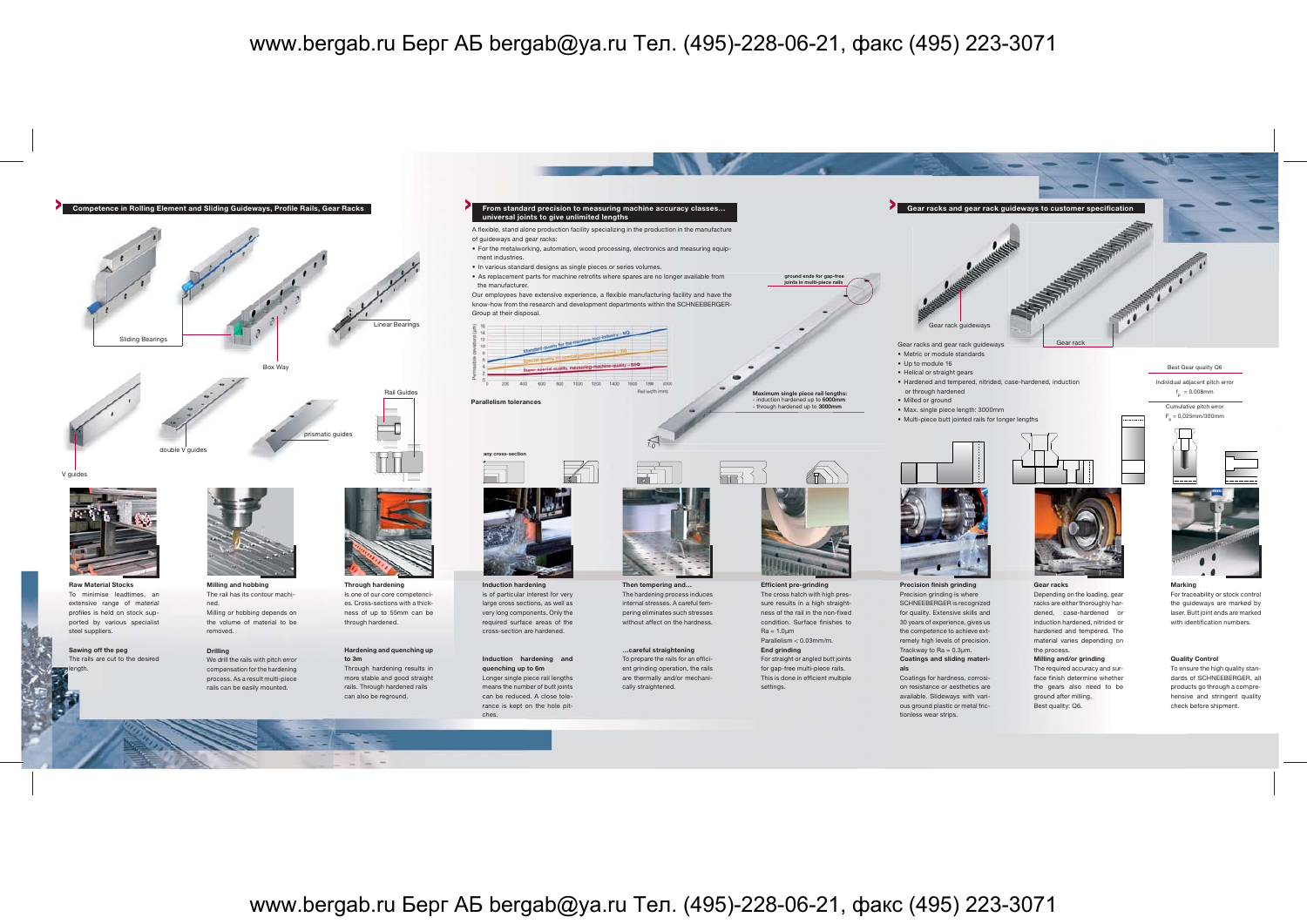## Competence in Rolling Element and Sliding Guideways, Profile Rails, Gear Racks

Sliding Bearings

Box Way

Linear Bearings

V guides

double V guides

prismatic guides

Rail Guides

## From standard precision to measuring machine accuracy classes... universal joints to give unlimited lengths

A flexible, stand alone production facility specializing in the production in the manufacture of guideways and gear racks:

- For the metalworking, automation, wood processing, electronics and measuring equipment industries.
- In various standard designs as single pieces or series volumes.
- As replacement parts for machine retrofits where spares are no longer available from the manufacturer.

Our employees have extensive experience, a flexible manufacturing facility and have the know-how from the research and development departments within the SCHNEEBERGER-Group at their disposal.

Permissible deviation (µm)

Standard quality for the machine tool industry - NQ

Special quality, for special purposes - SQ

Super special quality, measuring-machine quality - SSQ

Rail length (mm)

**Parallelism tolerances**

ground ends for gap-free joints in multi-piece rails

**Maximum single piece rail lengths:**
- induction hardened up to **6000mm**
- through hardened up to **3000mm**

any cross-section

## Gear racks and gear rack guideways to customer specification

Gear rack guideways

Gear rack

Gear racks and gear rack guideways

- Metric or module standards
- Up to module 16
- Helical or straight gears
- Hardened and tempered, nitrided, case-hardened, induction or through hardened
- Milled or ground
- Max. single piece length: 3000mm
- Multi-piece butt jointed rails for longer lengths

Best Gear quality Q6

Individual adjacent pitch error $f_p$ = 0.008mm

Cumulative pitch error $F_p$ = 0,025mm/300mm

**Raw Material Stocks**
To minimise leadtimes, an extensive range of material profiles is held on stock supported by various specialist steel suppliers.

**Sawing off the peg**
The rails are cut to the desired length.

**Milling and hobbing**
The rail has its contour machined.
Milling or hobbing depends on the volume of material to be removed.

**Drilling**
We drill the rails with pitch error compensation for the hardening process. As a result multi-piece rails can be easily mounted.

**Through hardening**
Is one of our core competencies. Cross-sections with a thickness of up to 55mm can be through hardened.

**Hardening and quenching up to 3m**
Through hardening results in more stable and good straight rails. Through hardened rails can also be reground.

**Induction hardening**
is of particular interest for very large cross sections, as well as very long components. Only the required surface areas of the cross-section are hardened.

**Induction hardening and quenching up to 6m**
Longer single piece rail lengths means the number of butt joints can be reduced. A close tolerance is kept on the hole pitches.

**Then tempering and...**
The hardening process induces internal stresses. A careful tempering eliminates such stresses without affect on the hardness.

**...careful straightening**
To prepare the rails for an efficient grinding operation, the rails are thermally and/or mechanically straightened.

**Efficient pre-grinding**
The cross hatch with high pressure results in a high straightness of the rail in the non-fixed condition. Surface finishes to Ra = 1.0µm
Parallelism < 0.03mm/m.

**End grinding**
For straight or angled butt joints for gap-free multi-piece rails.
This is done in efficient multiple settings.

**Precision finish grinding**
Precision grinding is where SCHNEEBERGER is recognized for quality. Extensive skills and 30 years of experience, gives us the competence to achieve extremely high levels of precision.
Trackway to Ra = 0.3µm.

**Coatings and sliding materials**
Coatings for hardness, corrosion resistance or aesthetics are available. Slideways with various ground plastic or metal frictionless wear strips.

**Gear racks**
Depending on the loading, gear racks are either thoroughly hardened, case-hardened or induction hardened, nitrided or hardened and tempered. The material varies depending on the process.

**Milling and/or grinding**
The required accuracy and surface finish determine whether the gears also need to be ground after milling.
Best quality: Q6.

**Marking**
For traceability or stock control the guideways are marked by laser. Butt joint ends are marked with identification numbers.

**Quality Control**
To ensure the high quality standards of SCHNEEBERGER, all products go through a comprehensive and stringent quality check before shipment.